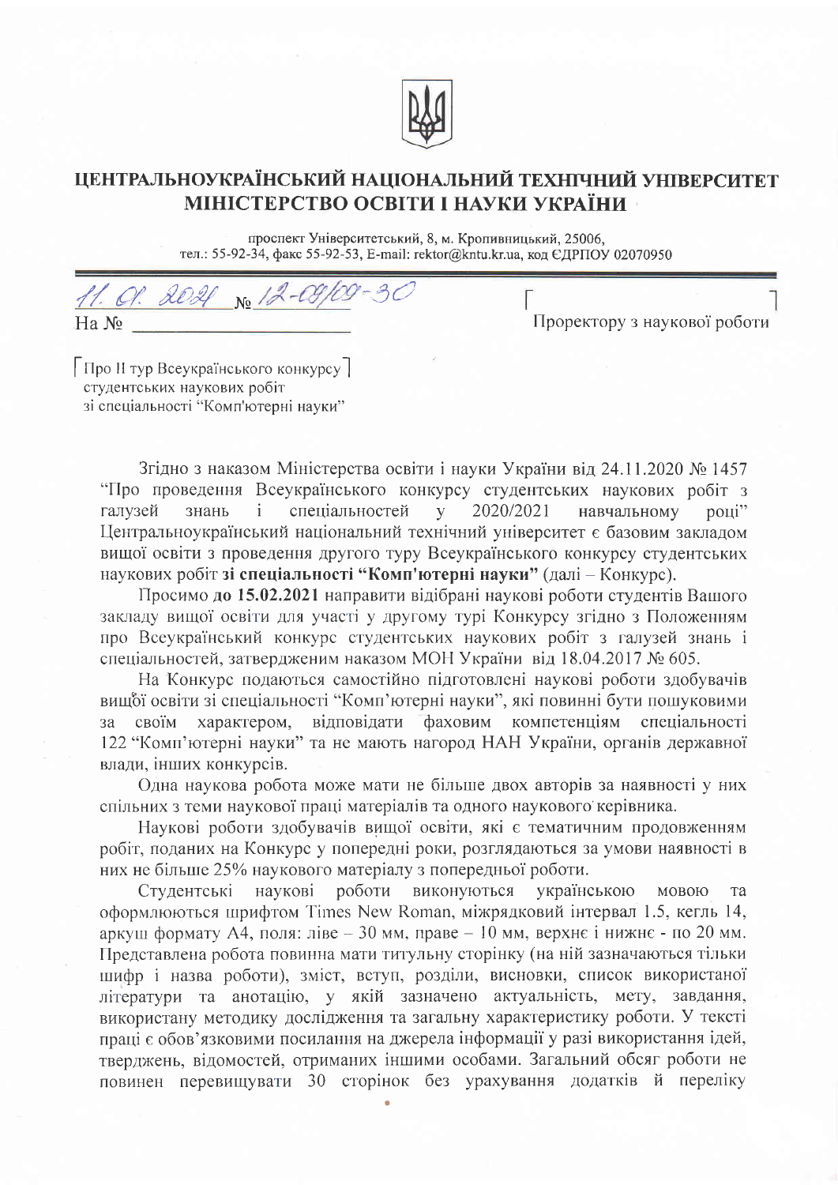# ЦЕНТРАЛЬНОУКРАЇНСЬКИЙ НАЦІОНАЛЬНИЙ ТЕХНІЧНИЙ УНІВЕРСИТЕТ
# МІНІСТЕРСТВО ОСВІТИ І НАУКИ УКРАЇНИ

проспект Університетський, 8, м. Кропивницький, 25006,
тел.: 55-92-34, факс 55-92-53, E-mail: rektor@kntu.kr.ua, код ЄДРПОУ 02070950

11. 01. 2021 № 12-09/09-30

На № ____________________

Проректору з наукової роботи

Про ІІ тур Всеукраїнського конкурсу студентських наукових робіт зі спеціальності "Комп'ютерні науки"

Згідно з наказом Міністерства освіти і науки України від 24.11.2020 № 1457 "Про проведення Всеукраїнського конкурсу студентських наукових робіт з галузей знань і спеціальностей у 2020/2021 навчальному році" Центральноукраїнський національний технічний університет є базовим закладом вищої освіти з проведення другого туру Всеукраїнського конкурсу студентських наукових робіт **зі спеціальності "Комп'ютерні науки"** (далі – Конкурс).

Просимо **до 15.02.2021** направити відібрані наукові роботи студентів Вашого закладу вищої освіти для участі у другому турі Конкурсу згідно з Положенням про Всеукраїнський конкурс студентських наукових робіт з галузей знань і спеціальностей, затвердженим наказом МОН України від 18.04.2017 № 605.

На Конкурс подаються самостійно підготовлені наукові роботи здобувачів вищої освіти зі спеціальності "Комп'ютерні науки", які повинні бути пошуковими за своїм характером, відповідати фаховим компетенціям спеціальності 122 "Комп'ютерні науки" та не мають нагород НАН України, органів державної влади, інших конкурсів.

Одна наукова робота може мати не більше двох авторів за наявності у них спільних з теми наукової праці матеріалів та одного наукового керівника.

Наукові роботи здобувачів вищої освіти, які є тематичним продовженням робіт, поданих на Конкурс у попередні роки, розглядаються за умови наявності в них не більше 25% наукового матеріалу з попередньої роботи.

Студентські наукові роботи виконуються українською мовою та оформлюються шрифтом Times New Roman, міжрядковий інтервал 1.5, кегль 14, аркуш формату А4, поля: ліве – 30 мм, праве – 10 мм, верхнє і нижнє - по 20 мм. Представлена робота повинна мати титульну сторінку (на ній зазначаються тільки шифр і назва роботи), зміст, вступ, розділи, висновки, список використаної літератури та анотацію, у якій зазначено актуальність, мету, завдання, використану методику дослідження та загальну характеристику роботи. У тексті праці є обов'язковими посилання на джерела інформації у разі використання ідей, тверджень, відомостей, отриманих іншими особами. Загальний обсяг роботи не повинен перевищувати 30 сторінок без урахування додатків й переліку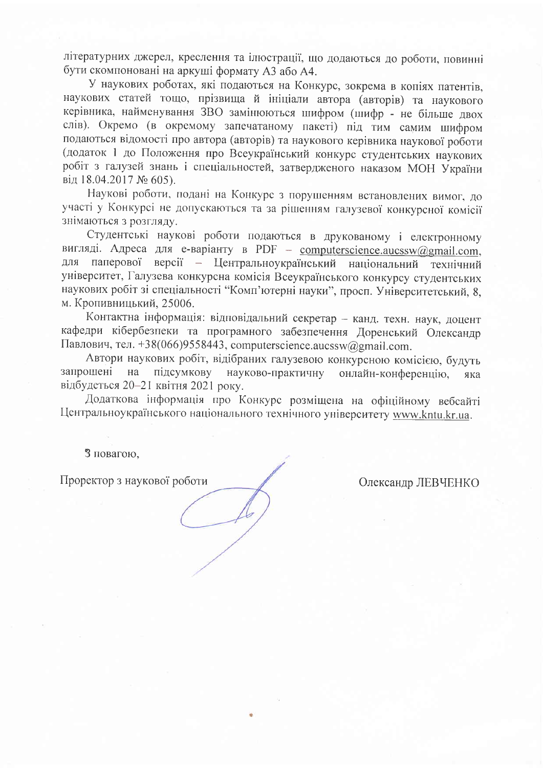літературних джерел, креслення та ілюстрації, що додаються до роботи, повинні бути скомпоновані на аркуші формату А3 або А4.

У наукових роботах, які подаються на Конкурс, зокрема в копіях патентів, наукових статей тощо, прізвища й ініціали автора (авторів) та наукового керівника, найменування ЗВО замінюються шифром (шифр - не більше двох слів). Окремо (в окремому запечатаному пакеті) під тим самим шифром подаються відомості про автора (авторів) та наукового керівника наукової роботи (додаток 1 до Положення про Всеукраїнський конкурс студентських наукових робіт з галузей знань і спеціальностей, затвердженого наказом МОН України від 18.04.2017 № 605).

Наукові роботи, подані на Конкурс з порушенням встановлених вимог, до участі у Конкурсі не допускаються та за рішенням галузевої конкурсної комісії знімаються з розгляду.

Студентські наукові роботи подаються в друкованому і електронному вигляді. Адреса для е-варіанту в PDF – computerscience.aucssw@gmail.com, для паперової версії – Центральноукраїнський національний технічний університет, Галузева конкурсна комісія Всеукраїнського конкурсу студентських наукових робіт зі спеціальності "Комп'ютерні науки", просп. Університетський, 8, м. Кропивницький, 25006.

Контактна інформація: відповідальний секретар – канд. техн. наук, доцент кафедри кібербезпеки та програмного забезпечення Доренський Олександр Павлович, тел. +38(066)9558443, computerscience.aucssw@gmail.com.

Автори наукових робіт, відібраних галузевою конкурсною комісією, будуть запрошені на підсумкову науково-практичну онлайн-конференцію, яка відбудеться 20–21 квітня 2021 року.

Додаткова інформація про Конкурс розміщена на офіційному вебсайті Центральноукраїнського національного технічного університету www.kntu.kr.ua.

З повагою,

Проректор з наукової роботи Олександр ЛЕВЧЕНКО